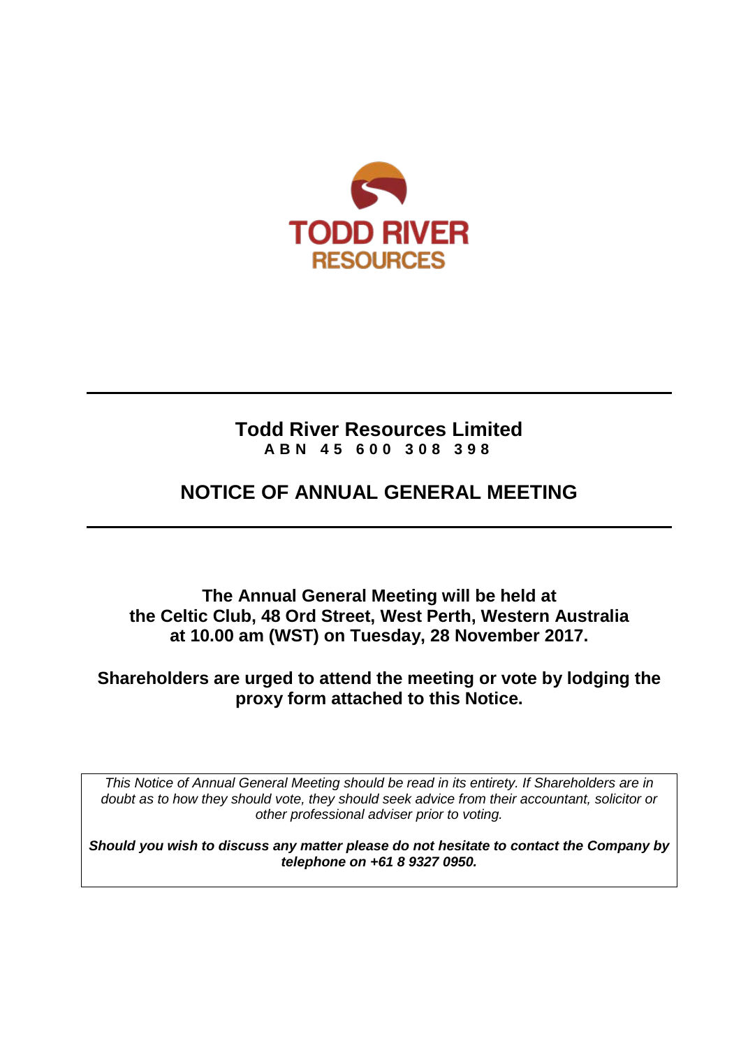TODD RIVER
RESOURCES

# Todd River Resources Limited

**ABN 45 600 308 398**

# NOTICE OF ANNUAL GENERAL MEETING

**The Annual General Meeting will be held at the Celtic Club, 48 Ord Street, West Perth, Western Australia at 10.00 am (WST) on Tuesday, 28 November 2017.**

**Shareholders are urged to attend the meeting or vote by lodging the proxy form attached to this Notice.**

*This Notice of Annual General Meeting should be read in its entirety. If Shareholders are in doubt as to how they should vote, they should seek advice from their accountant, solicitor or other professional adviser prior to voting.*

***Should you wish to discuss any matter please do not hesitate to contact the Company by telephone on +61 8 9327 0950.***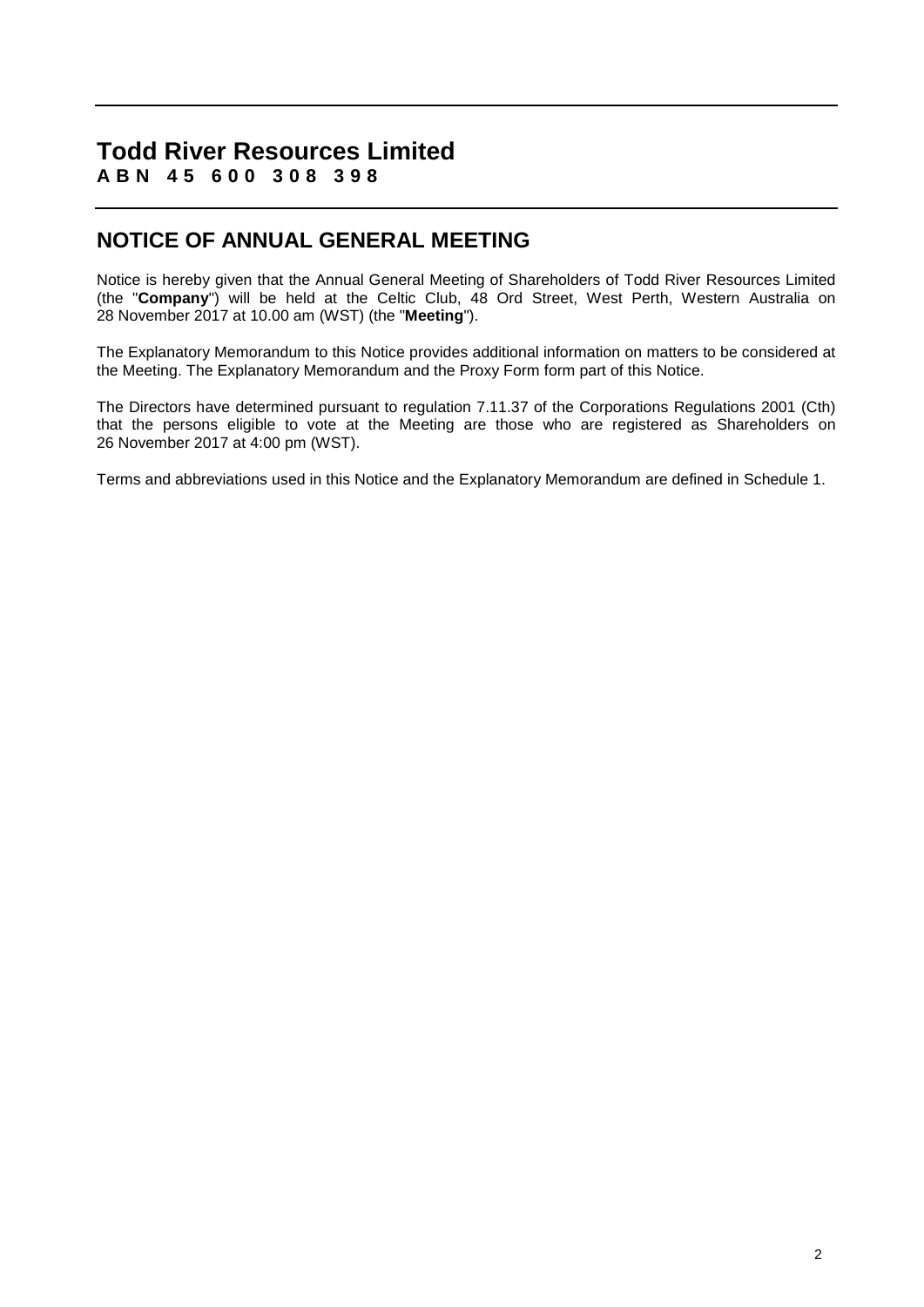# Todd River Resources Limited

**A B N 4 5 6 0 0 3 0 8 3 9 8**

## NOTICE OF ANNUAL GENERAL MEETING

Notice is hereby given that the Annual General Meeting of Shareholders of Todd River Resources Limited (the "**Company**") will be held at the Celtic Club, 48 Ord Street, West Perth, Western Australia on 28 November 2017 at 10.00 am (WST) (the "**Meeting**").

The Explanatory Memorandum to this Notice provides additional information on matters to be considered at the Meeting. The Explanatory Memorandum and the Proxy Form form part of this Notice.

The Directors have determined pursuant to regulation 7.11.37 of the Corporations Regulations 2001 (Cth) that the persons eligible to vote at the Meeting are those who are registered as Shareholders on 26 November 2017 at 4:00 pm (WST).

Terms and abbreviations used in this Notice and the Explanatory Memorandum are defined in Schedule 1.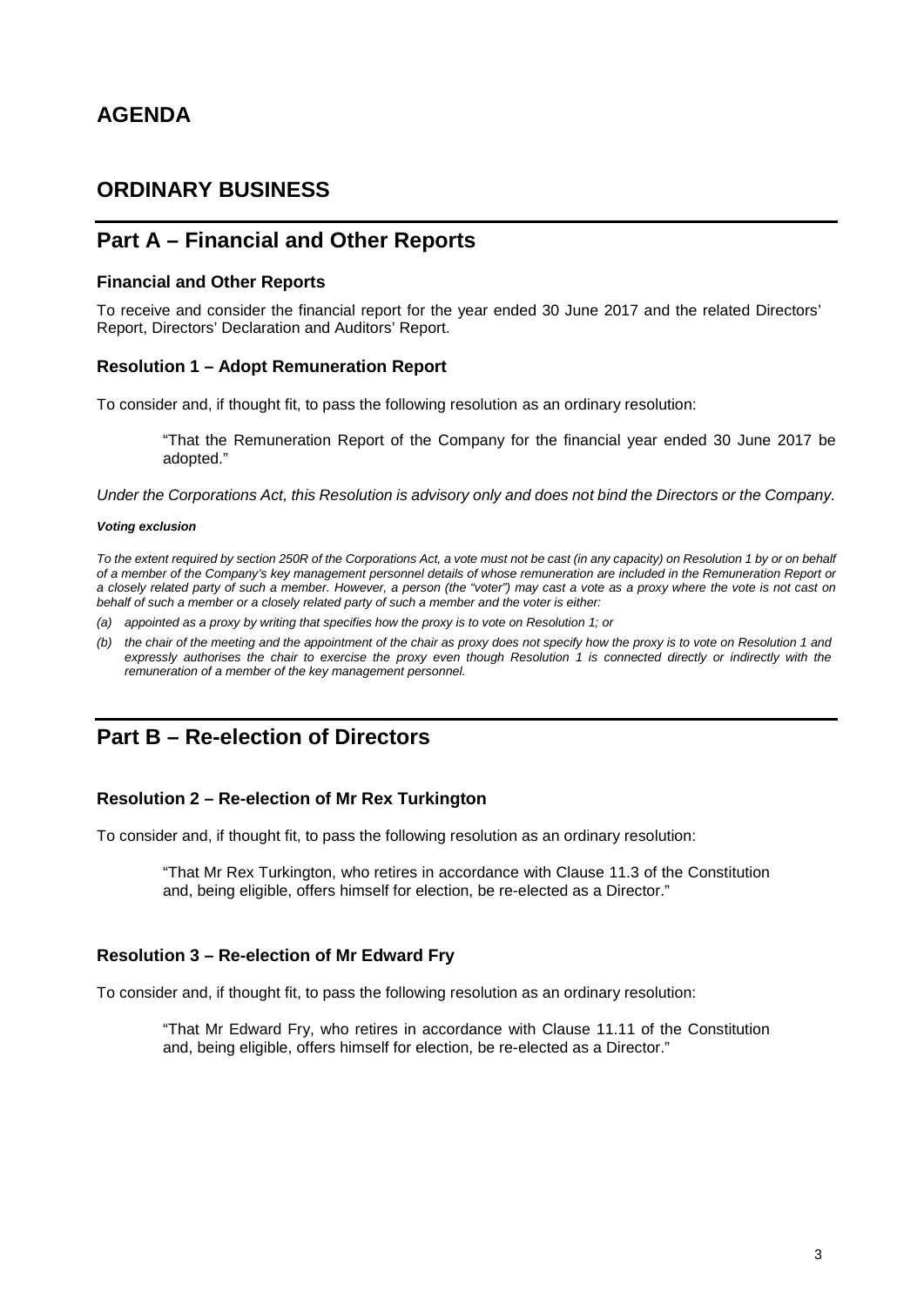# AGENDA

# ORDINARY BUSINESS

## Part A – Financial and Other Reports

### Financial and Other Reports

To receive and consider the financial report for the year ended 30 June 2017 and the related Directors' Report, Directors' Declaration and Auditors' Report.

### Resolution 1 – Adopt Remuneration Report

To consider and, if thought fit, to pass the following resolution as an ordinary resolution:

> "That the Remuneration Report of the Company for the financial year ended 30 June 2017 be adopted."

*Under the Corporations Act, this Resolution is advisory only and does not bind the Directors or the Company.*

***Voting exclusion***

*To the extent required by section 250R of the Corporations Act, a vote must not be cast (in any capacity) on Resolution 1 by or on behalf of a member of the Company's key management personnel details of whose remuneration are included in the Remuneration Report or a closely related party of such a member. However, a person (the "voter") may cast a vote as a proxy where the vote is not cast on behalf of such a member or a closely related party of such a member and the voter is either:*

*(a) appointed as a proxy by writing that specifies how the proxy is to vote on Resolution 1; or*

*(b) the chair of the meeting and the appointment of the chair as proxy does not specify how the proxy is to vote on Resolution 1 and expressly authorises the chair to exercise the proxy even though Resolution 1 is connected directly or indirectly with the remuneration of a member of the key management personnel.*

## Part B – Re-election of Directors

### Resolution 2 – Re-election of Mr Rex Turkington

To consider and, if thought fit, to pass the following resolution as an ordinary resolution:

> "That Mr Rex Turkington, who retires in accordance with Clause 11.3 of the Constitution and, being eligible, offers himself for election, be re-elected as a Director."

### Resolution 3 – Re-election of Mr Edward Fry

To consider and, if thought fit, to pass the following resolution as an ordinary resolution:

> "That Mr Edward Fry, who retires in accordance with Clause 11.11 of the Constitution and, being eligible, offers himself for election, be re-elected as a Director."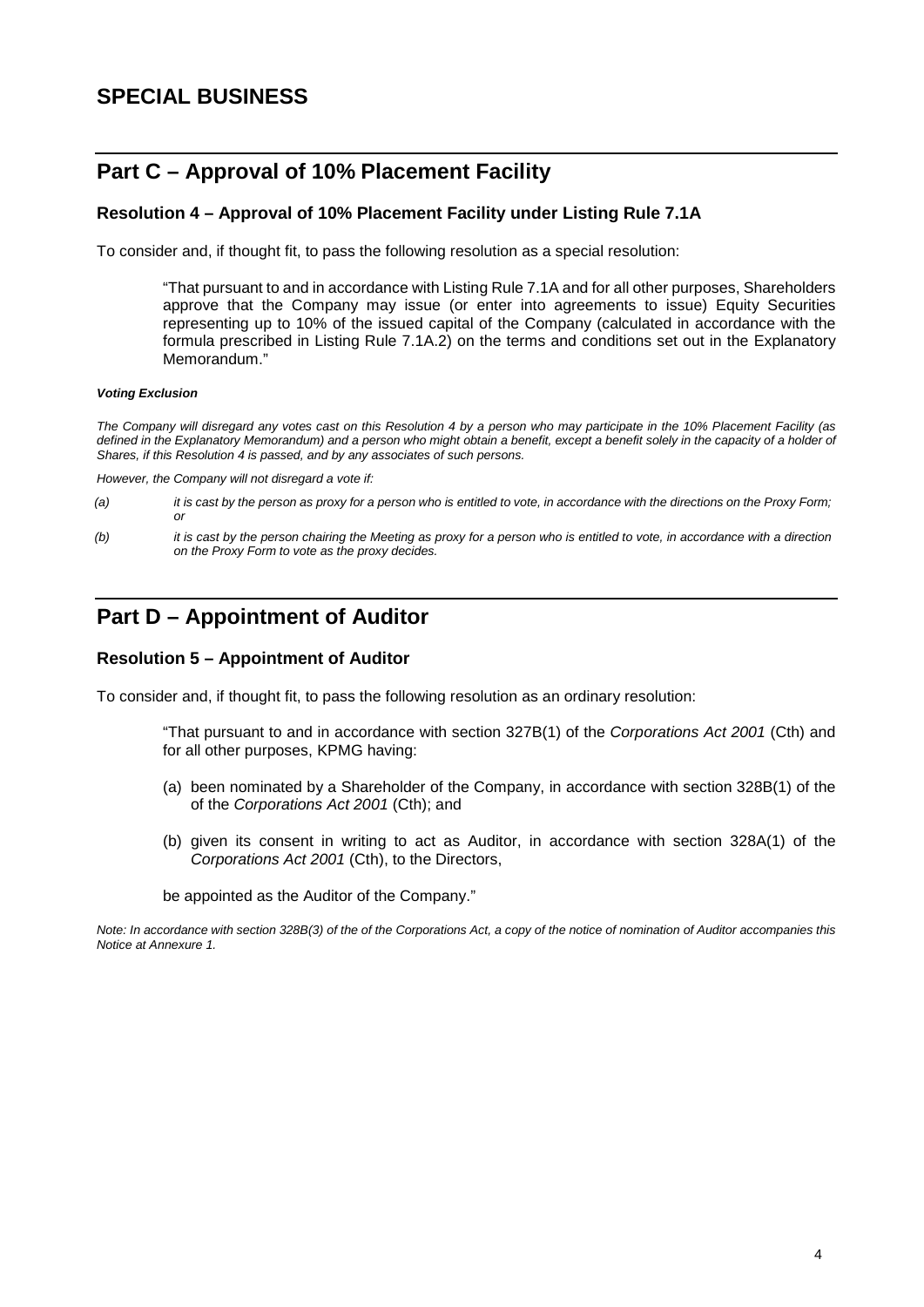# SPECIAL BUSINESS

## Part C – Approval of 10% Placement Facility

### Resolution 4 – Approval of 10% Placement Facility under Listing Rule 7.1A

To consider and, if thought fit, to pass the following resolution as a special resolution:

> "That pursuant to and in accordance with Listing Rule 7.1A and for all other purposes, Shareholders approve that the Company may issue (or enter into agreements to issue) Equity Securities representing up to 10% of the issued capital of the Company (calculated in accordance with the formula prescribed in Listing Rule 7.1A.2) on the terms and conditions set out in the Explanatory Memorandum."

***Voting Exclusion***

*The Company will disregard any votes cast on this Resolution 4 by a person who may participate in the 10% Placement Facility (as defined in the Explanatory Memorandum) and a person who might obtain a benefit, except a benefit solely in the capacity of a holder of Shares, if this Resolution 4 is passed, and by any associates of such persons.*

*However, the Company will not disregard a vote if:*

*(a) it is cast by the person as proxy for a person who is entitled to vote, in accordance with the directions on the Proxy Form; or*

*(b) it is cast by the person chairing the Meeting as proxy for a person who is entitled to vote, in accordance with a direction on the Proxy Form to vote as the proxy decides.*

## Part D – Appointment of Auditor

### Resolution 5 – Appointment of Auditor

To consider and, if thought fit, to pass the following resolution as an ordinary resolution:

> "That pursuant to and in accordance with section 327B(1) of the *Corporations Act 2001* (Cth) and for all other purposes, KPMG having:
>
> (a) been nominated by a Shareholder of the Company, in accordance with section 328B(1) of the of the *Corporations Act 2001* (Cth); and
>
> (b) given its consent in writing to act as Auditor, in accordance with section 328A(1) of the *Corporations Act 2001* (Cth), to the Directors,
>
> be appointed as the Auditor of the Company."

*Note: In accordance with section 328B(3) of the of the Corporations Act, a copy of the notice of nomination of Auditor accompanies this Notice at Annexure 1.*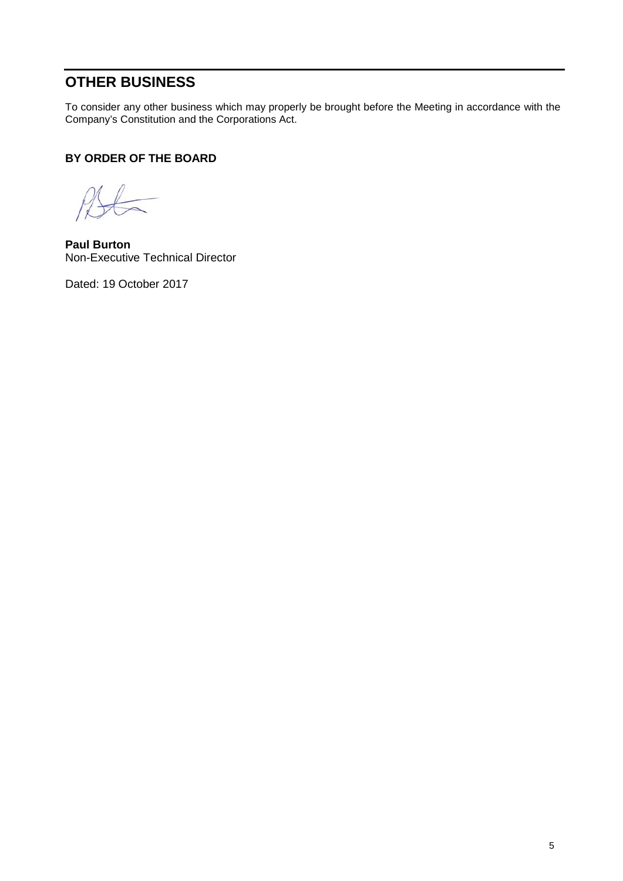## OTHER BUSINESS

To consider any other business which may properly be brought before the Meeting in accordance with the Company's Constitution and the Corporations Act.

**BY ORDER OF THE BOARD**

**Paul Burton**
Non-Executive Technical Director

Dated: 19 October 2017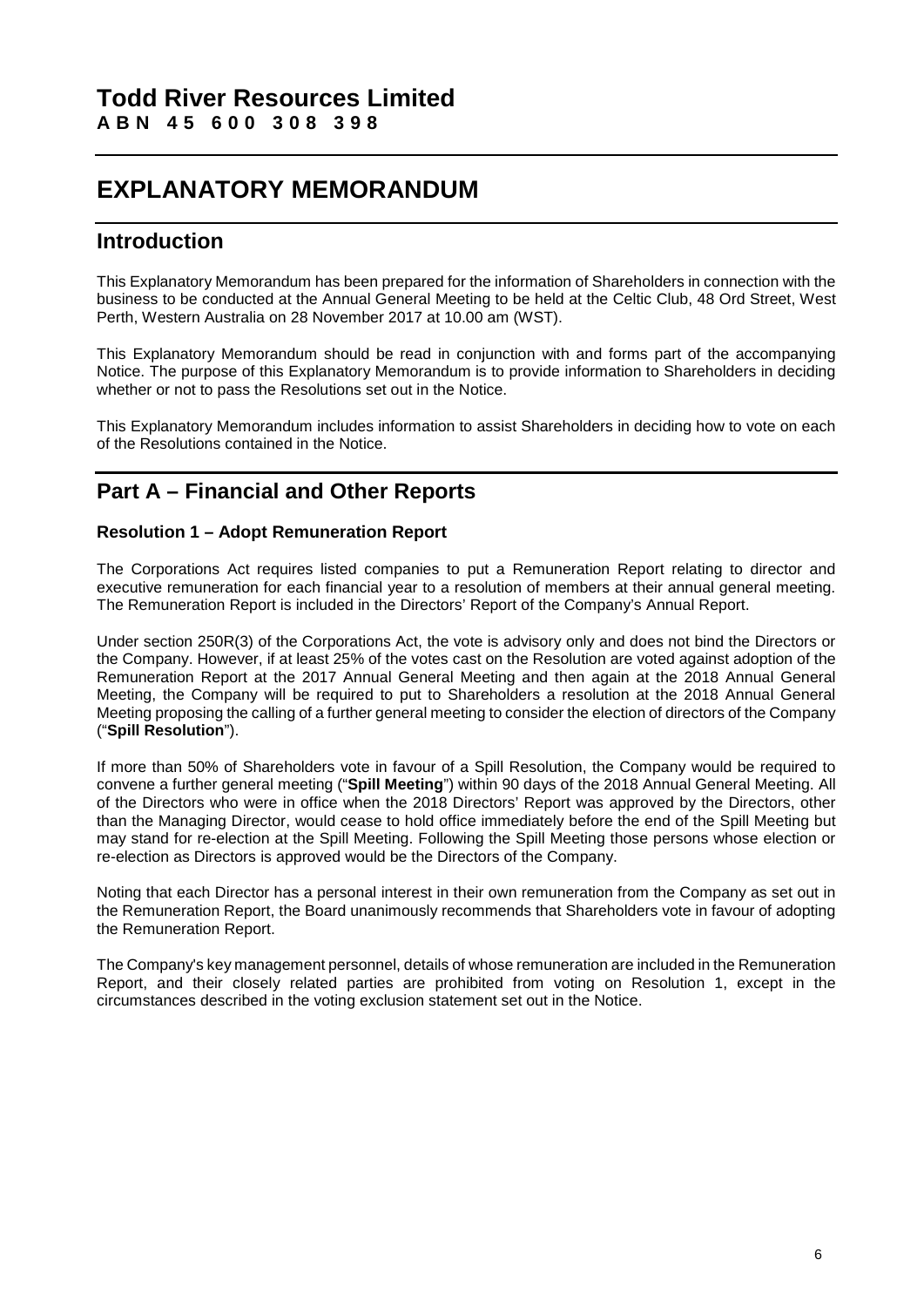# Todd River Resources Limited

**ABN 45 600 308 398**

# EXPLANATORY MEMORANDUM

## Introduction

This Explanatory Memorandum has been prepared for the information of Shareholders in connection with the business to be conducted at the Annual General Meeting to be held at the Celtic Club, 48 Ord Street, West Perth, Western Australia on 28 November 2017 at 10.00 am (WST).

This Explanatory Memorandum should be read in conjunction with and forms part of the accompanying Notice. The purpose of this Explanatory Memorandum is to provide information to Shareholders in deciding whether or not to pass the Resolutions set out in the Notice.

This Explanatory Memorandum includes information to assist Shareholders in deciding how to vote on each of the Resolutions contained in the Notice.

## Part A – Financial and Other Reports

### Resolution 1 – Adopt Remuneration Report

The Corporations Act requires listed companies to put a Remuneration Report relating to director and executive remuneration for each financial year to a resolution of members at their annual general meeting. The Remuneration Report is included in the Directors' Report of the Company's Annual Report.

Under section 250R(3) of the Corporations Act, the vote is advisory only and does not bind the Directors or the Company. However, if at least 25% of the votes cast on the Resolution are voted against adoption of the Remuneration Report at the 2017 Annual General Meeting and then again at the 2018 Annual General Meeting, the Company will be required to put to Shareholders a resolution at the 2018 Annual General Meeting proposing the calling of a further general meeting to consider the election of directors of the Company ("**Spill Resolution**").

If more than 50% of Shareholders vote in favour of a Spill Resolution, the Company would be required to convene a further general meeting ("**Spill Meeting**") within 90 days of the 2018 Annual General Meeting. All of the Directors who were in office when the 2018 Directors' Report was approved by the Directors, other than the Managing Director, would cease to hold office immediately before the end of the Spill Meeting but may stand for re-election at the Spill Meeting. Following the Spill Meeting those persons whose election or re-election as Directors is approved would be the Directors of the Company.

Noting that each Director has a personal interest in their own remuneration from the Company as set out in the Remuneration Report, the Board unanimously recommends that Shareholders vote in favour of adopting the Remuneration Report.

The Company's key management personnel, details of whose remuneration are included in the Remuneration Report, and their closely related parties are prohibited from voting on Resolution 1, except in the circumstances described in the voting exclusion statement set out in the Notice.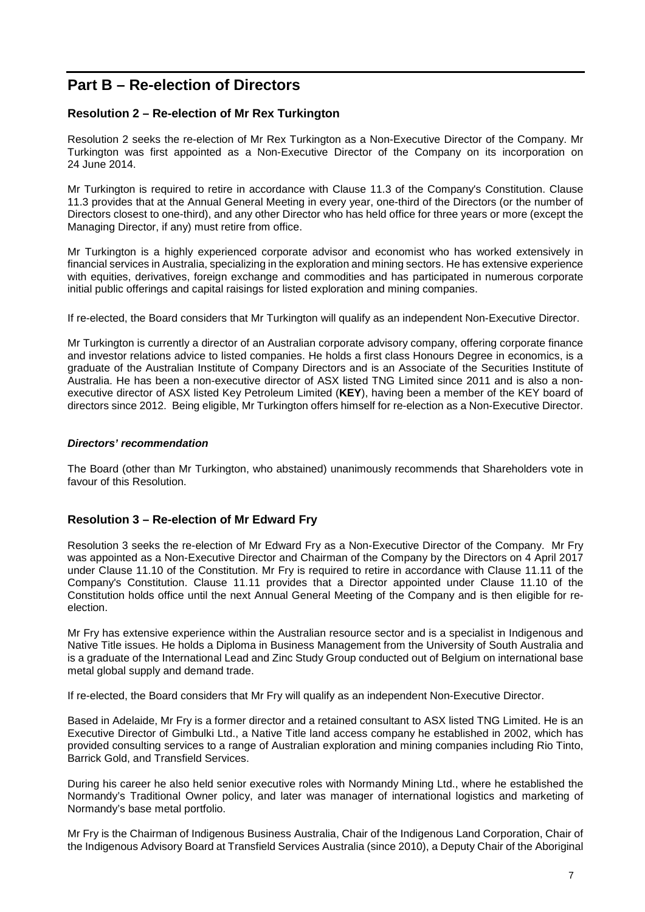# Part B – Re-election of Directors

### Resolution 2 – Re-election of Mr Rex Turkington

Resolution 2 seeks the re-election of Mr Rex Turkington as a Non-Executive Director of the Company. Mr Turkington was first appointed as a Non-Executive Director of the Company on its incorporation on 24 June 2014.

Mr Turkington is required to retire in accordance with Clause 11.3 of the Company's Constitution. Clause 11.3 provides that at the Annual General Meeting in every year, one-third of the Directors (or the number of Directors closest to one-third), and any other Director who has held office for three years or more (except the Managing Director, if any) must retire from office.

Mr Turkington is a highly experienced corporate advisor and economist who has worked extensively in financial services in Australia, specializing in the exploration and mining sectors. He has extensive experience with equities, derivatives, foreign exchange and commodities and has participated in numerous corporate initial public offerings and capital raisings for listed exploration and mining companies.

If re-elected, the Board considers that Mr Turkington will qualify as an independent Non-Executive Director.

Mr Turkington is currently a director of an Australian corporate advisory company, offering corporate finance and investor relations advice to listed companies. He holds a first class Honours Degree in economics, is a graduate of the Australian Institute of Company Directors and is an Associate of the Securities Institute of Australia. He has been a non-executive director of ASX listed TNG Limited since 2011 and is also a non-executive director of ASX listed Key Petroleum Limited (**KEY**), having been a member of the KEY board of directors since 2012. Being eligible, Mr Turkington offers himself for re-election as a Non-Executive Director.

***Directors' recommendation***

The Board (other than Mr Turkington, who abstained) unanimously recommends that Shareholders vote in favour of this Resolution.

### Resolution 3 – Re-election of Mr Edward Fry

Resolution 3 seeks the re-election of Mr Edward Fry as a Non-Executive Director of the Company. Mr Fry was appointed as a Non-Executive Director and Chairman of the Company by the Directors on 4 April 2017 under Clause 11.10 of the Constitution. Mr Fry is required to retire in accordance with Clause 11.11 of the Company's Constitution. Clause 11.11 provides that a Director appointed under Clause 11.10 of the Constitution holds office until the next Annual General Meeting of the Company and is then eligible for re-election.

Mr Fry has extensive experience within the Australian resource sector and is a specialist in Indigenous and Native Title issues. He holds a Diploma in Business Management from the University of South Australia and is a graduate of the International Lead and Zinc Study Group conducted out of Belgium on international base metal global supply and demand trade.

If re-elected, the Board considers that Mr Fry will qualify as an independent Non-Executive Director.

Based in Adelaide, Mr Fry is a former director and a retained consultant to ASX listed TNG Limited. He is an Executive Director of Gimbulki Ltd., a Native Title land access company he established in 2002, which has provided consulting services to a range of Australian exploration and mining companies including Rio Tinto, Barrick Gold, and Transfield Services.

During his career he also held senior executive roles with Normandy Mining Ltd., where he established the Normandy's Traditional Owner policy, and later was manager of international logistics and marketing of Normandy's base metal portfolio.

Mr Fry is the Chairman of Indigenous Business Australia, Chair of the Indigenous Land Corporation, Chair of the Indigenous Advisory Board at Transfield Services Australia (since 2010), a Deputy Chair of the Aboriginal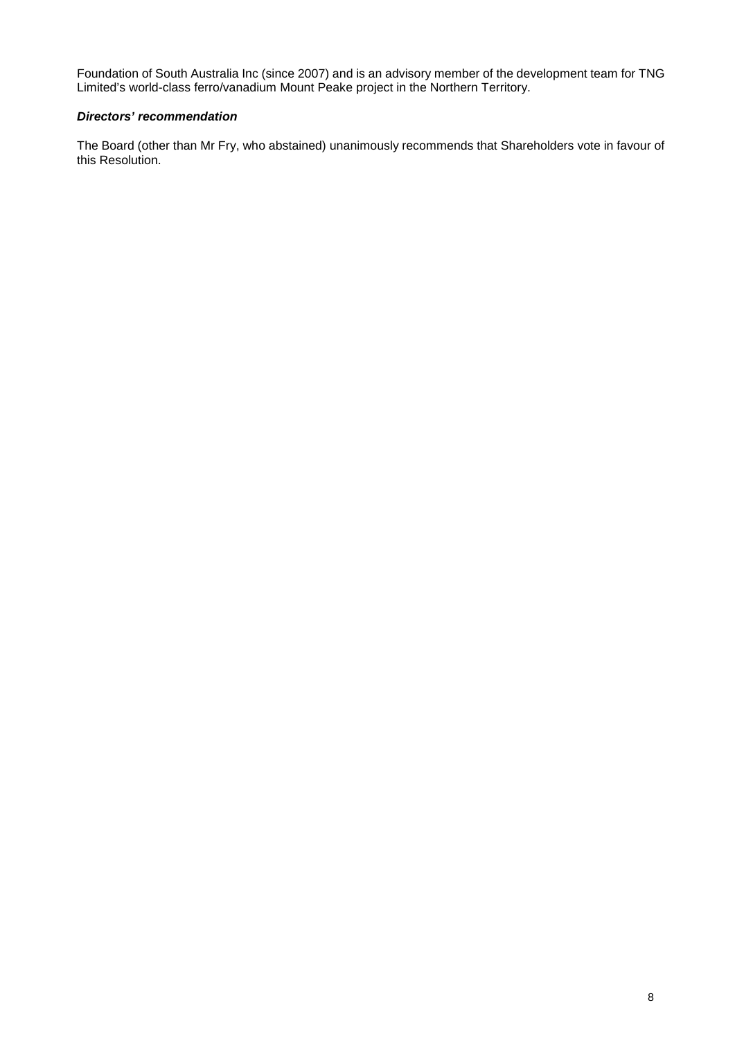Foundation of South Australia Inc (since 2007) and is an advisory member of the development team for TNG Limited's world-class ferro/vanadium Mount Peake project in the Northern Territory.

***Directors' recommendation***

The Board (other than Mr Fry, who abstained) unanimously recommends that Shareholders vote in favour of this Resolution.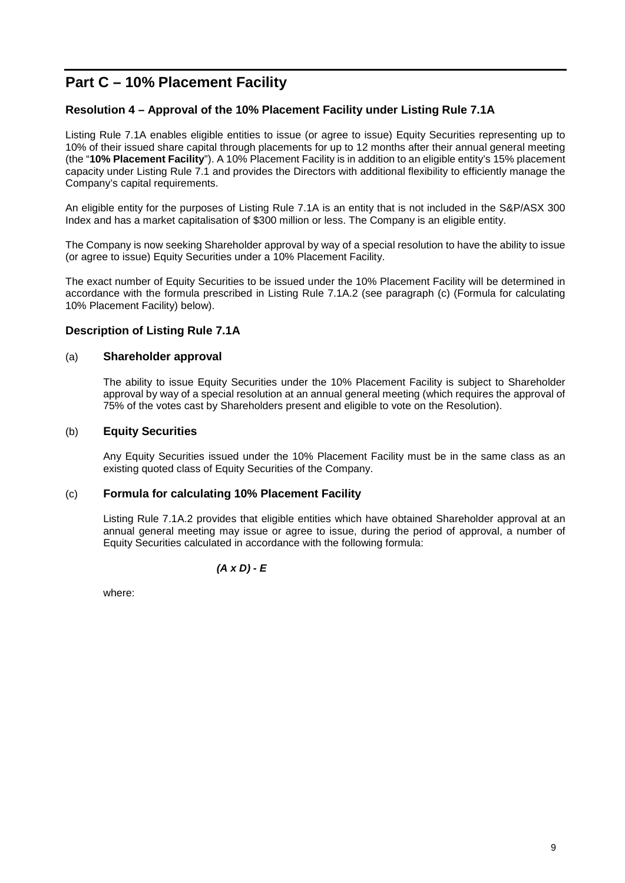# Part C – 10% Placement Facility

### Resolution 4 – Approval of the 10% Placement Facility under Listing Rule 7.1A

Listing Rule 7.1A enables eligible entities to issue (or agree to issue) Equity Securities representing up to 10% of their issued share capital through placements for up to 12 months after their annual general meeting (the "**10% Placement Facility**"). A 10% Placement Facility is in addition to an eligible entity's 15% placement capacity under Listing Rule 7.1 and provides the Directors with additional flexibility to efficiently manage the Company's capital requirements.

An eligible entity for the purposes of Listing Rule 7.1A is an entity that is not included in the S&P/ASX 300 Index and has a market capitalisation of $300 million or less. The Company is an eligible entity.

The Company is now seeking Shareholder approval by way of a special resolution to have the ability to issue (or agree to issue) Equity Securities under a 10% Placement Facility.

The exact number of Equity Securities to be issued under the 10% Placement Facility will be determined in accordance with the formula prescribed in Listing Rule 7.1A.2 (see paragraph (c) (Formula for calculating 10% Placement Facility) below).

### Description of Listing Rule 7.1A

(a) **Shareholder approval**

The ability to issue Equity Securities under the 10% Placement Facility is subject to Shareholder approval by way of a special resolution at an annual general meeting (which requires the approval of 75% of the votes cast by Shareholders present and eligible to vote on the Resolution).

(b) **Equity Securities**

Any Equity Securities issued under the 10% Placement Facility must be in the same class as an existing quoted class of Equity Securities of the Company.

(c) **Formula for calculating 10% Placement Facility**

Listing Rule 7.1A.2 provides that eligible entities which have obtained Shareholder approval at an annual general meeting may issue or agree to issue, during the period of approval, a number of Equity Securities calculated in accordance with the following formula:

$$(A \times D) - E$$

where: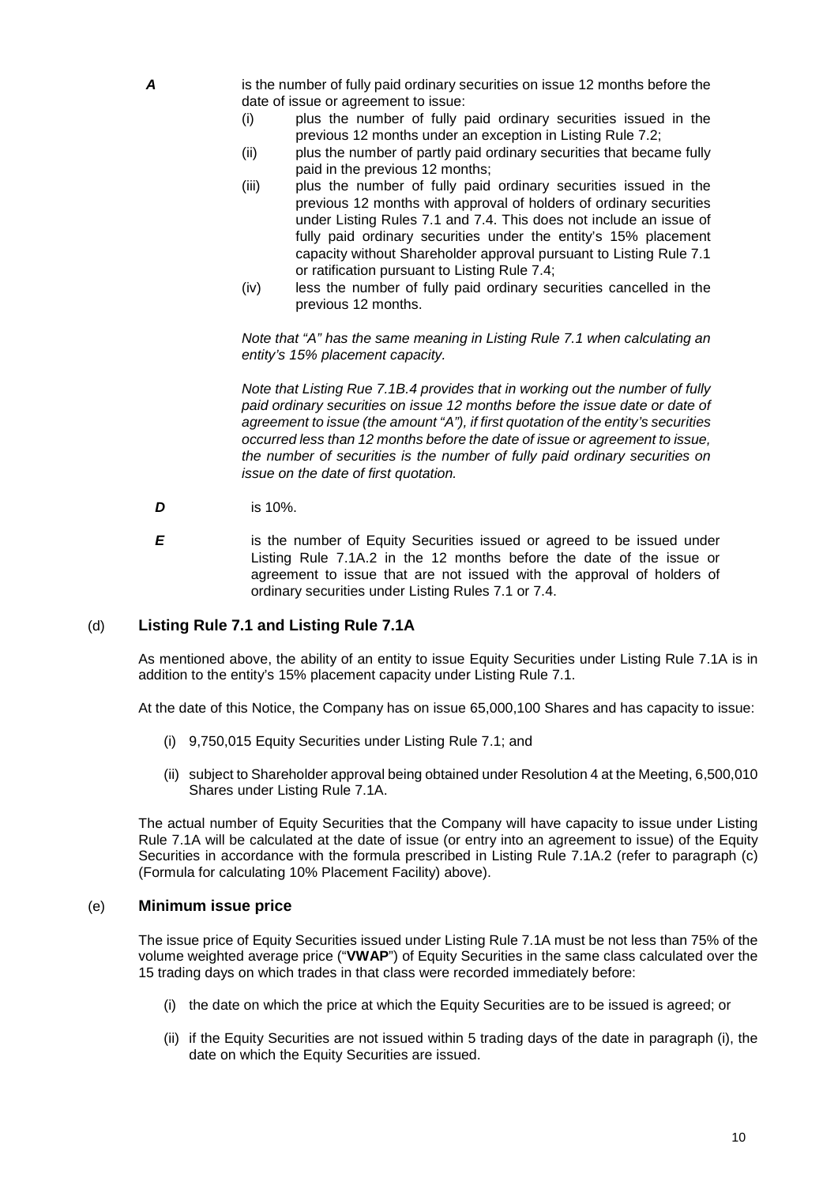***A*** is the number of fully paid ordinary securities on issue 12 months before the date of issue or agreement to issue:

(i) plus the number of fully paid ordinary securities issued in the previous 12 months under an exception in Listing Rule 7.2;

(ii) plus the number of partly paid ordinary securities that became fully paid in the previous 12 months;

(iii) plus the number of fully paid ordinary securities issued in the previous 12 months with approval of holders of ordinary securities under Listing Rules 7.1 and 7.4. This does not include an issue of fully paid ordinary securities under the entity's 15% placement capacity without Shareholder approval pursuant to Listing Rule 7.1 or ratification pursuant to Listing Rule 7.4;

(iv) less the number of fully paid ordinary securities cancelled in the previous 12 months.

*Note that "A" has the same meaning in Listing Rule 7.1 when calculating an entity's 15% placement capacity.*

*Note that Listing Rue 7.1B.4 provides that in working out the number of fully paid ordinary securities on issue 12 months before the issue date or date of agreement to issue (the amount "A"), if first quotation of the entity's securities occurred less than 12 months before the date of issue or agreement to issue, the number of securities is the number of fully paid ordinary securities on issue on the date of first quotation.*

***D*** is 10%.

***E*** is the number of Equity Securities issued or agreed to be issued under Listing Rule 7.1A.2 in the 12 months before the date of the issue or agreement to issue that are not issued with the approval of holders of ordinary securities under Listing Rules 7.1 or 7.4.

## (d) Listing Rule 7.1 and Listing Rule 7.1A

As mentioned above, the ability of an entity to issue Equity Securities under Listing Rule 7.1A is in addition to the entity's 15% placement capacity under Listing Rule 7.1.

At the date of this Notice, the Company has on issue 65,000,100 Shares and has capacity to issue:

(i) 9,750,015 Equity Securities under Listing Rule 7.1; and

(ii) subject to Shareholder approval being obtained under Resolution 4 at the Meeting, 6,500,010 Shares under Listing Rule 7.1A.

The actual number of Equity Securities that the Company will have capacity to issue under Listing Rule 7.1A will be calculated at the date of issue (or entry into an agreement to issue) of the Equity Securities in accordance with the formula prescribed in Listing Rule 7.1A.2 (refer to paragraph (c) (Formula for calculating 10% Placement Facility) above).

## (e) Minimum issue price

The issue price of Equity Securities issued under Listing Rule 7.1A must be not less than 75% of the volume weighted average price ("**VWAP**") of Equity Securities in the same class calculated over the 15 trading days on which trades in that class were recorded immediately before:

(i) the date on which the price at which the Equity Securities are to be issued is agreed; or

(ii) if the Equity Securities are not issued within 5 trading days of the date in paragraph (i), the date on which the Equity Securities are issued.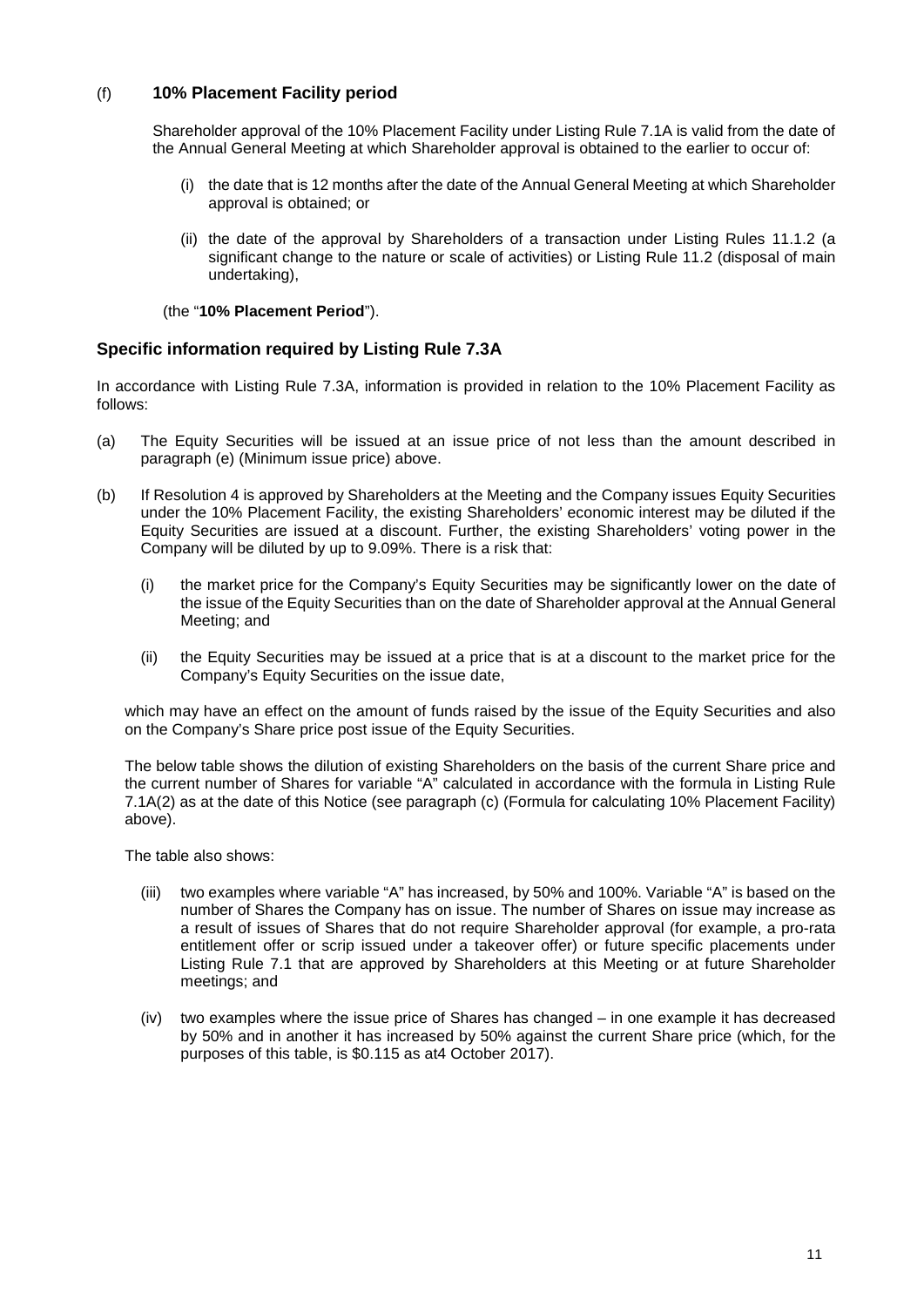(f) **10% Placement Facility period**

Shareholder approval of the 10% Placement Facility under Listing Rule 7.1A is valid from the date of the Annual General Meeting at which Shareholder approval is obtained to the earlier to occur of:

(i) the date that is 12 months after the date of the Annual General Meeting at which Shareholder approval is obtained; or

(ii) the date of the approval by Shareholders of a transaction under Listing Rules 11.1.2 (a significant change to the nature or scale of activities) or Listing Rule 11.2 (disposal of main undertaking),

(the "**10% Placement Period**").

## Specific information required by Listing Rule 7.3A

In accordance with Listing Rule 7.3A, information is provided in relation to the 10% Placement Facility as follows:

(a) The Equity Securities will be issued at an issue price of not less than the amount described in paragraph (e) (Minimum issue price) above.

(b) If Resolution 4 is approved by Shareholders at the Meeting and the Company issues Equity Securities under the 10% Placement Facility, the existing Shareholders' economic interest may be diluted if the Equity Securities are issued at a discount. Further, the existing Shareholders' voting power in the Company will be diluted by up to 9.09%. There is a risk that:

(i) the market price for the Company's Equity Securities may be significantly lower on the date of the issue of the Equity Securities than on the date of Shareholder approval at the Annual General Meeting; and

(ii) the Equity Securities may be issued at a price that is at a discount to the market price for the Company's Equity Securities on the issue date,

which may have an effect on the amount of funds raised by the issue of the Equity Securities and also on the Company's Share price post issue of the Equity Securities.

The below table shows the dilution of existing Shareholders on the basis of the current Share price and the current number of Shares for variable "A" calculated in accordance with the formula in Listing Rule 7.1A(2) as at the date of this Notice (see paragraph (c) (Formula for calculating 10% Placement Facility) above).

The table also shows:

(iii) two examples where variable "A" has increased, by 50% and 100%. Variable "A" is based on the number of Shares the Company has on issue. The number of Shares on issue may increase as a result of issues of Shares that do not require Shareholder approval (for example, a pro-rata entitlement offer or scrip issued under a takeover offer) or future specific placements under Listing Rule 7.1 that are approved by Shareholders at this Meeting or at future Shareholder meetings; and

(iv) two examples where the issue price of Shares has changed – in one example it has decreased by 50% and in another it has increased by 50% against the current Share price (which, for the purposes of this table, is $0.115 as at4 October 2017).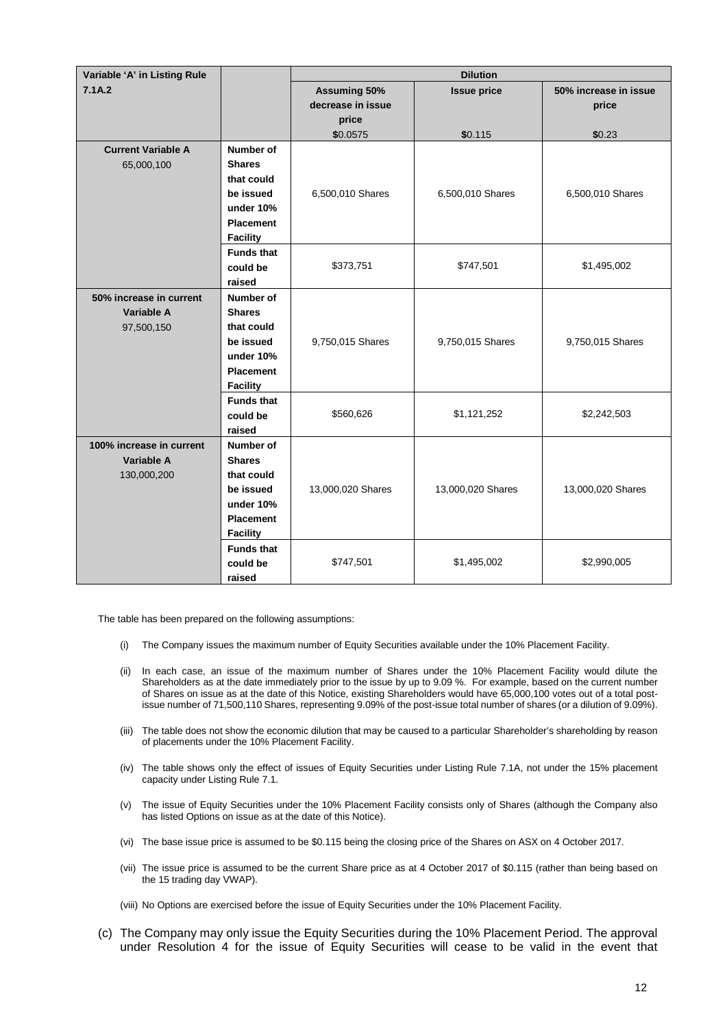| Variable 'A' in Listing Rule 7.1A.2 | | Dilution | | |
|---|---|---|---|---|
| | | Assuming 50% decrease in issue price<br>$0.0575 | Issue price<br>$0.115 | 50% increase in issue price<br>$0.23 |
| **Current Variable A**<br>65,000,100 | **Number of Shares that could be issued under 10% Placement Facility** | 6,500,010 Shares | 6,500,010 Shares | 6,500,010 Shares |
| | **Funds that could be raised** | $373,751 | $747,501 | $1,495,002 |
| **50% increase in current Variable A**<br>97,500,150 | **Number of Shares that could be issued under 10% Placement Facility** | 9,750,015 Shares | 9,750,015 Shares | 9,750,015 Shares |
| | **Funds that could be raised** | $560,626 | $1,121,252 | $2,242,503 |
| **100% increase in current Variable A**<br>130,000,200 | **Number of Shares that could be issued under 10% Placement Facility** | 13,000,020 Shares | 13,000,020 Shares | 13,000,020 Shares |
| | **Funds that could be raised** | $747,501 | $1,495,002 | $2,990,005 |

The table has been prepared on the following assumptions:

(i) The Company issues the maximum number of Equity Securities available under the 10% Placement Facility.

(ii) In each case, an issue of the maximum number of Shares under the 10% Placement Facility would dilute the Shareholders as at the date immediately prior to the issue by up to 9.09 %. For example, based on the current number of Shares on issue as at the date of this Notice, existing Shareholders would have 65,000,100 votes out of a total post-issue number of 71,500,110 Shares, representing 9.09% of the post-issue total number of shares (or a dilution of 9.09%).

(iii) The table does not show the economic dilution that may be caused to a particular Shareholder's shareholding by reason of placements under the 10% Placement Facility.

(iv) The table shows only the effect of issues of Equity Securities under Listing Rule 7.1A, not under the 15% placement capacity under Listing Rule 7.1.

(v) The issue of Equity Securities under the 10% Placement Facility consists only of Shares (although the Company also has listed Options on issue as at the date of this Notice).

(vi) The base issue price is assumed to be $0.115 being the closing price of the Shares on ASX on 4 October 2017.

(vii) The issue price is assumed to be the current Share price as at 4 October 2017 of $0.115 (rather than being based on the 15 trading day VWAP).

(viii) No Options are exercised before the issue of Equity Securities under the 10% Placement Facility.

(c) The Company may only issue the Equity Securities during the 10% Placement Period. The approval under Resolution 4 for the issue of Equity Securities will cease to be valid in the event that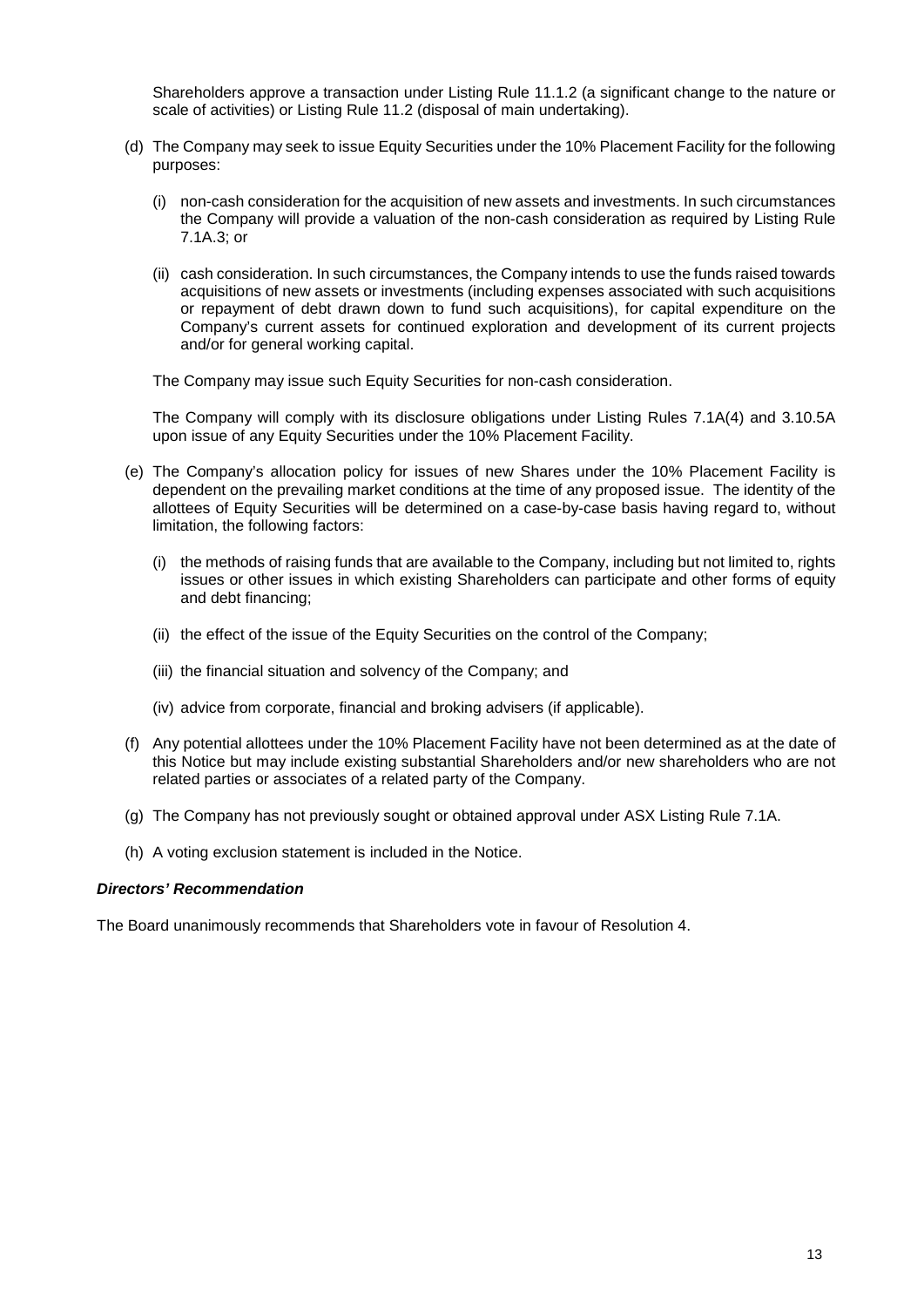Shareholders approve a transaction under Listing Rule 11.1.2 (a significant change to the nature or scale of activities) or Listing Rule 11.2 (disposal of main undertaking).

(d) The Company may seek to issue Equity Securities under the 10% Placement Facility for the following purposes:

   (i) non-cash consideration for the acquisition of new assets and investments. In such circumstances the Company will provide a valuation of the non-cash consideration as required by Listing Rule 7.1A.3; or

   (ii) cash consideration. In such circumstances, the Company intends to use the funds raised towards acquisitions of new assets or investments (including expenses associated with such acquisitions or repayment of debt drawn down to fund such acquisitions), for capital expenditure on the Company's current assets for continued exploration and development of its current projects and/or for general working capital.

   The Company may issue such Equity Securities for non-cash consideration.

   The Company will comply with its disclosure obligations under Listing Rules 7.1A(4) and 3.10.5A upon issue of any Equity Securities under the 10% Placement Facility.

(e) The Company's allocation policy for issues of new Shares under the 10% Placement Facility is dependent on the prevailing market conditions at the time of any proposed issue. The identity of the allottees of Equity Securities will be determined on a case-by-case basis having regard to, without limitation, the following factors:

   (i) the methods of raising funds that are available to the Company, including but not limited to, rights issues or other issues in which existing Shareholders can participate and other forms of equity and debt financing;

   (ii) the effect of the issue of the Equity Securities on the control of the Company;

   (iii) the financial situation and solvency of the Company; and

   (iv) advice from corporate, financial and broking advisers (if applicable).

(f) Any potential allottees under the 10% Placement Facility have not been determined as at the date of this Notice but may include existing substantial Shareholders and/or new shareholders who are not related parties or associates of a related party of the Company.

(g) The Company has not previously sought or obtained approval under ASX Listing Rule 7.1A.

(h) A voting exclusion statement is included in the Notice.

***Directors' Recommendation***

The Board unanimously recommends that Shareholders vote in favour of Resolution 4.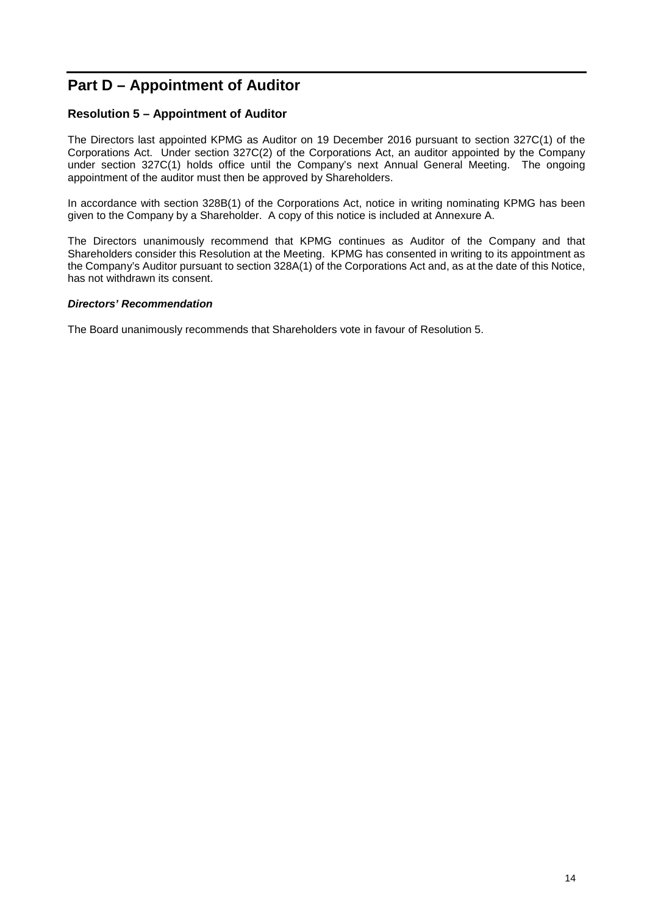# Part D – Appointment of Auditor

### Resolution 5 – Appointment of Auditor

The Directors last appointed KPMG as Auditor on 19 December 2016 pursuant to section 327C(1) of the Corporations Act. Under section 327C(2) of the Corporations Act, an auditor appointed by the Company under section 327C(1) holds office until the Company's next Annual General Meeting. The ongoing appointment of the auditor must then be approved by Shareholders.

In accordance with section 328B(1) of the Corporations Act, notice in writing nominating KPMG has been given to the Company by a Shareholder. A copy of this notice is included at Annexure A.

The Directors unanimously recommend that KPMG continues as Auditor of the Company and that Shareholders consider this Resolution at the Meeting. KPMG has consented in writing to its appointment as the Company's Auditor pursuant to section 328A(1) of the Corporations Act and, as at the date of this Notice, has not withdrawn its consent.

***Directors' Recommendation***

The Board unanimously recommends that Shareholders vote in favour of Resolution 5.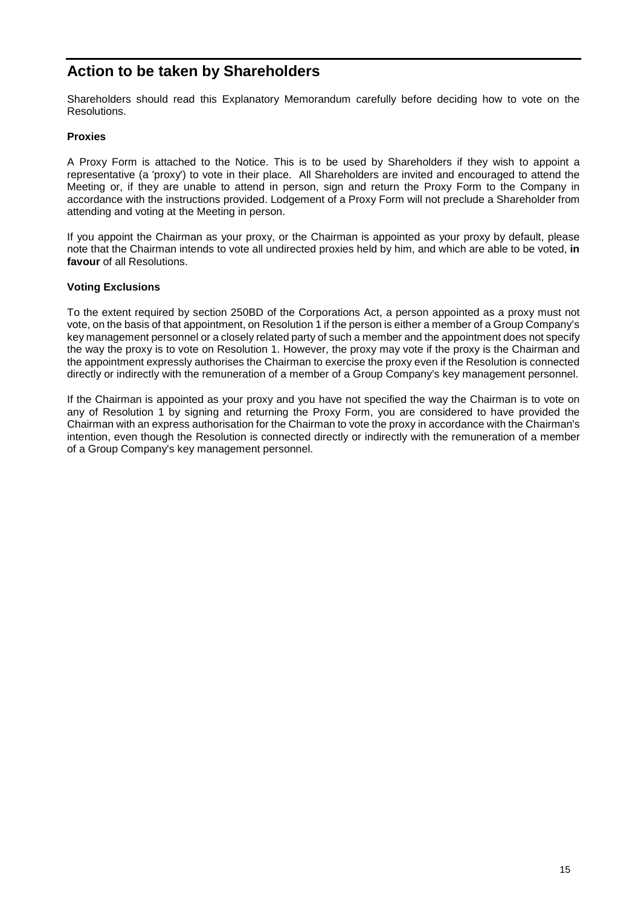## Action to be taken by Shareholders

Shareholders should read this Explanatory Memorandum carefully before deciding how to vote on the Resolutions.

**Proxies**

A Proxy Form is attached to the Notice. This is to be used by Shareholders if they wish to appoint a representative (a 'proxy') to vote in their place. All Shareholders are invited and encouraged to attend the Meeting or, if they are unable to attend in person, sign and return the Proxy Form to the Company in accordance with the instructions provided. Lodgement of a Proxy Form will not preclude a Shareholder from attending and voting at the Meeting in person.

If you appoint the Chairman as your proxy, or the Chairman is appointed as your proxy by default, please note that the Chairman intends to vote all undirected proxies held by him, and which are able to be voted, **in favour** of all Resolutions.

**Voting Exclusions**

To the extent required by section 250BD of the Corporations Act, a person appointed as a proxy must not vote, on the basis of that appointment, on Resolution 1 if the person is either a member of a Group Company's key management personnel or a closely related party of such a member and the appointment does not specify the way the proxy is to vote on Resolution 1. However, the proxy may vote if the proxy is the Chairman and the appointment expressly authorises the Chairman to exercise the proxy even if the Resolution is connected directly or indirectly with the remuneration of a member of a Group Company's key management personnel.

If the Chairman is appointed as your proxy and you have not specified the way the Chairman is to vote on any of Resolution 1 by signing and returning the Proxy Form, you are considered to have provided the Chairman with an express authorisation for the Chairman to vote the proxy in accordance with the Chairman's intention, even though the Resolution is connected directly or indirectly with the remuneration of a member of a Group Company's key management personnel.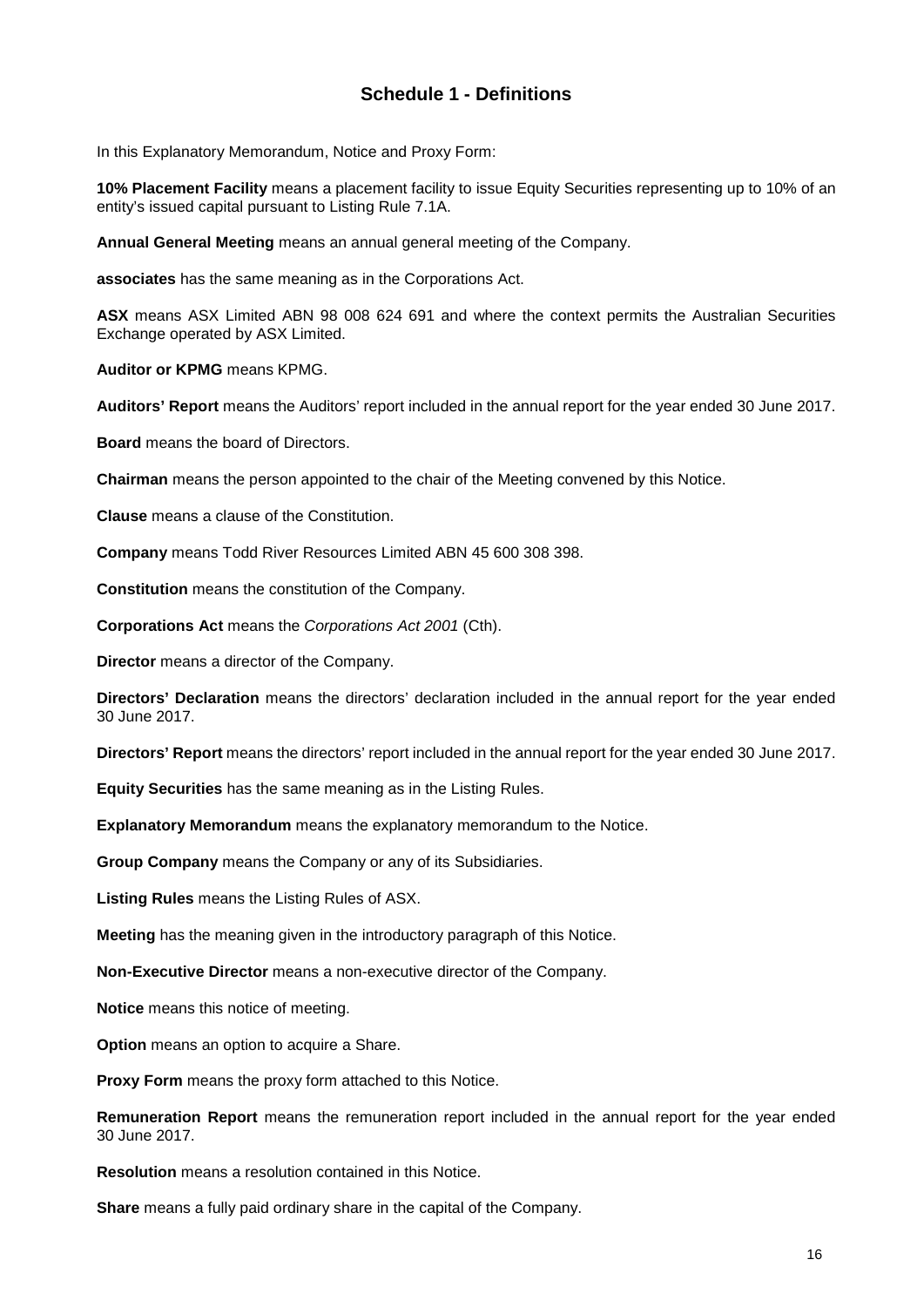## Schedule 1 - Definitions

In this Explanatory Memorandum, Notice and Proxy Form:

**10% Placement Facility** means a placement facility to issue Equity Securities representing up to 10% of an entity's issued capital pursuant to Listing Rule 7.1A.

**Annual General Meeting** means an annual general meeting of the Company.

**associates** has the same meaning as in the Corporations Act.

**ASX** means ASX Limited ABN 98 008 624 691 and where the context permits the Australian Securities Exchange operated by ASX Limited.

**Auditor or KPMG** means KPMG.

**Auditors' Report** means the Auditors' report included in the annual report for the year ended 30 June 2017.

**Board** means the board of Directors.

**Chairman** means the person appointed to the chair of the Meeting convened by this Notice.

**Clause** means a clause of the Constitution.

**Company** means Todd River Resources Limited ABN 45 600 308 398.

**Constitution** means the constitution of the Company.

**Corporations Act** means the *Corporations Act 2001* (Cth).

**Director** means a director of the Company.

**Directors' Declaration** means the directors' declaration included in the annual report for the year ended 30 June 2017.

**Directors' Report** means the directors' report included in the annual report for the year ended 30 June 2017.

**Equity Securities** has the same meaning as in the Listing Rules.

**Explanatory Memorandum** means the explanatory memorandum to the Notice.

**Group Company** means the Company or any of its Subsidiaries.

**Listing Rules** means the Listing Rules of ASX.

**Meeting** has the meaning given in the introductory paragraph of this Notice.

**Non-Executive Director** means a non-executive director of the Company.

**Notice** means this notice of meeting.

**Option** means an option to acquire a Share.

**Proxy Form** means the proxy form attached to this Notice.

**Remuneration Report** means the remuneration report included in the annual report for the year ended 30 June 2017.

**Resolution** means a resolution contained in this Notice.

**Share** means a fully paid ordinary share in the capital of the Company.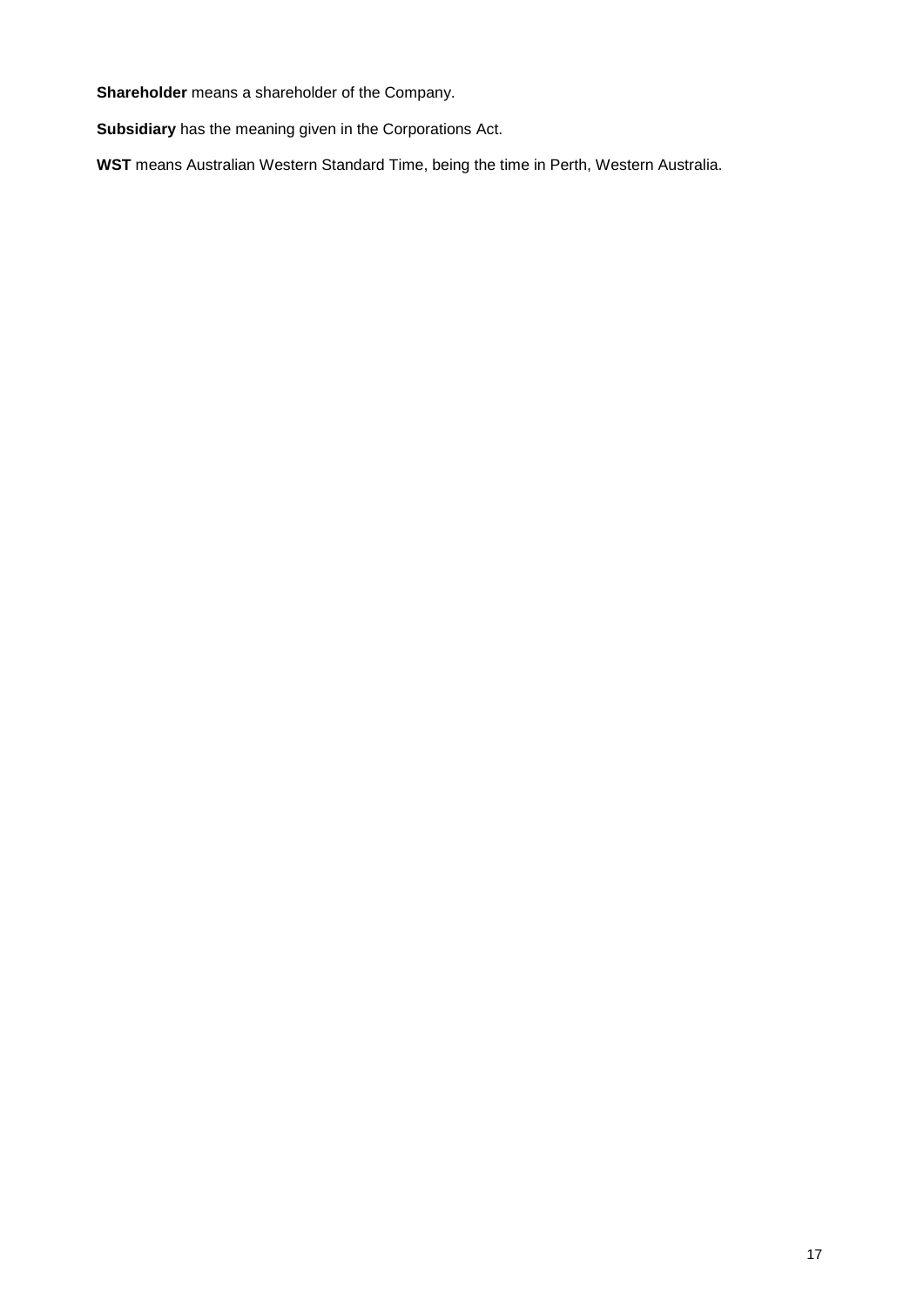**Shareholder** means a shareholder of the Company.

**Subsidiary** has the meaning given in the Corporations Act.

**WST** means Australian Western Standard Time, being the time in Perth, Western Australia.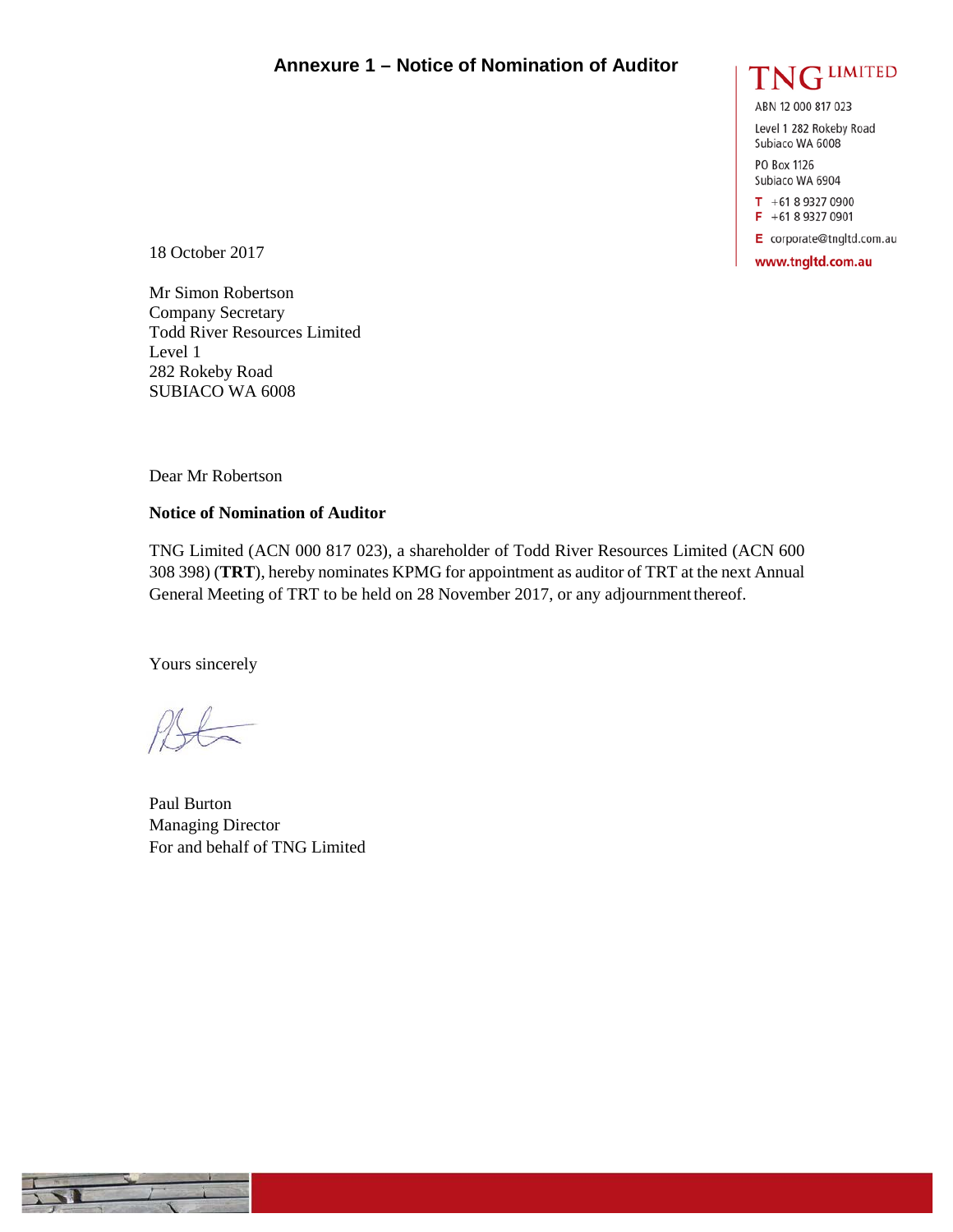# Annexure 1 – Notice of Nomination of Auditor

TNG LIMITED

ABN 12 000 817 023

Level 1 282 Rokeby Road
Subiaco WA 6008

PO Box 1126
Subiaco WA 6904

T +61 8 9327 0900
F +61 8 9327 0901

E corporate@tngltd.com.au

www.tngltd.com.au

18 October 2017

Mr Simon Robertson
Company Secretary
Todd River Resources Limited
Level 1
282 Rokeby Road
SUBIACO WA 6008

Dear Mr Robertson

**Notice of Nomination of Auditor**

TNG Limited (ACN 000 817 023), a shareholder of Todd River Resources Limited (ACN 600 308 398) (**TRT**), hereby nominates KPMG for appointment as auditor of TRT at the next Annual General Meeting of TRT to be held on 28 November 2017, or any adjournment thereof.

Yours sincerely

Paul Burton
Managing Director
For and behalf of TNG Limited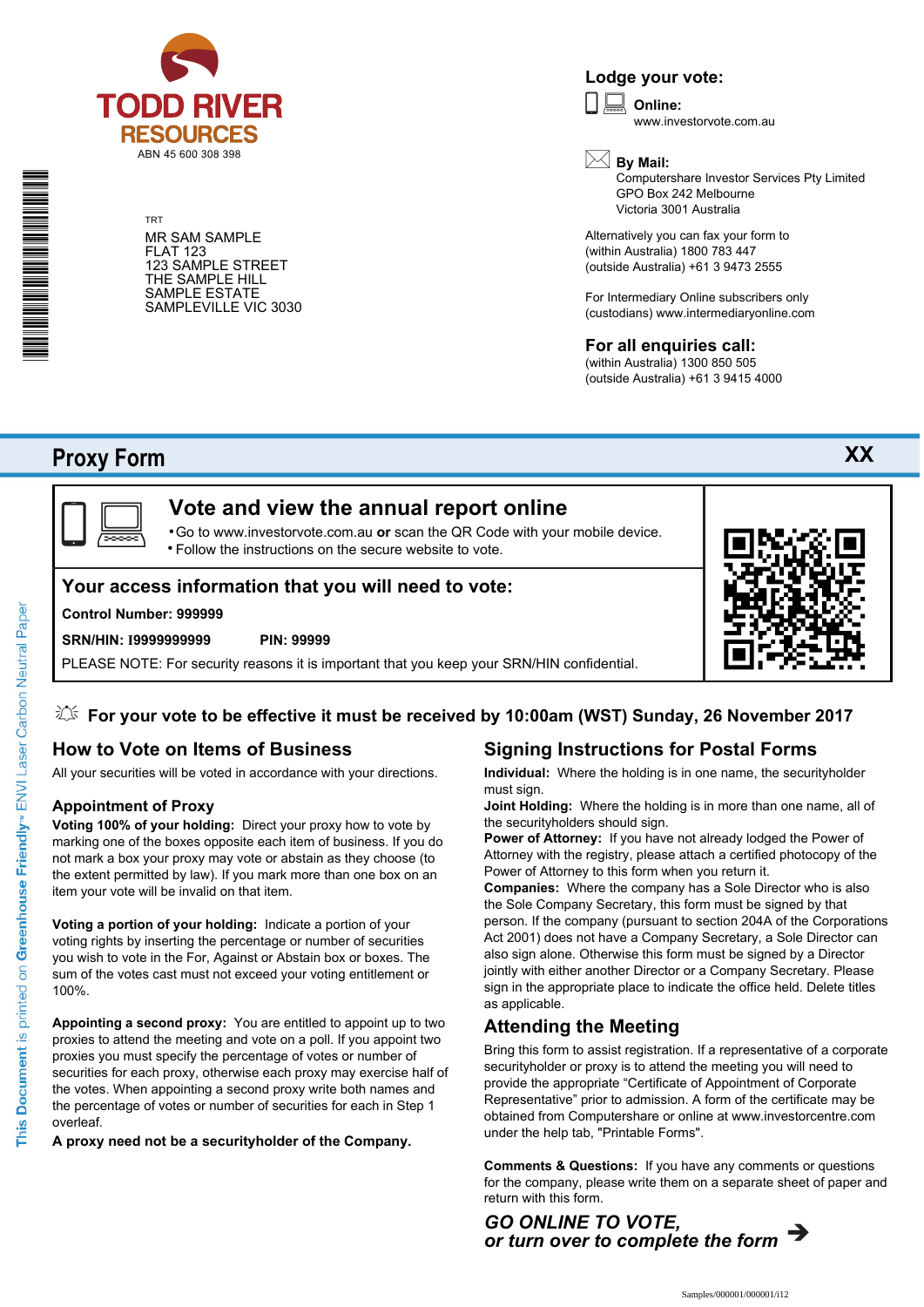TODD RIVER RESOURCES

ABN 45 600 308 398

TRT

MR SAM SAMPLE
FLAT 123
123 SAMPLE STREET
THE SAMPLE HILL
SAMPLE ESTATE
SAMPLEVILLE VIC 3030

**Lodge your vote:**

**Online:**
www.investorvote.com.au

**By Mail:**
Computershare Investor Services Pty Limited
GPO Box 242 Melbourne
Victoria 3001 Australia

Alternatively you can fax your form to
(within Australia) 1800 783 447
(outside Australia) +61 3 9473 2555

For Intermediary Online subscribers only
(custodians) www.intermediaryonline.com

**For all enquiries call:**
(within Australia) 1300 850 505
(outside Australia) +61 3 9415 4000

# Proxy Form

XX

## Vote and view the annual report online

- Go to www.investorvote.com.au **or** scan the QR Code with your mobile device.
- Follow the instructions on the secure website to vote.

### Your access information that you will need to vote:

**Control Number: 999999**

**SRN/HIN: I9999999999** **PIN: 99999**

PLEASE NOTE: For security reasons it is important that you keep your SRN/HIN confidential.

**For your vote to be effective it must be received by 10:00am (WST) Sunday, 26 November 2017**

## How to Vote on Items of Business

All your securities will be voted in accordance with your directions.

### Appointment of Proxy

**Voting 100% of your holding:** Direct your proxy how to vote by marking one of the boxes opposite each item of business. If you do not mark a box your proxy may vote or abstain as they choose (to the extent permitted by law). If you mark more than one box on an item your vote will be invalid on that item.

**Voting a portion of your holding:** Indicate a portion of your voting rights by inserting the percentage or number of securities you wish to vote in the For, Against or Abstain box or boxes. The sum of the votes cast must not exceed your voting entitlement or 100%.

**Appointing a second proxy:** You are entitled to appoint up to two proxies to attend the meeting and vote on a poll. If you appoint two proxies you must specify the percentage of votes or number of securities for each proxy, otherwise each proxy may exercise half of the votes. When appointing a second proxy write both names and the percentage of votes or number of securities for each in Step 1 overleaf.

**A proxy need not be a securityholder of the Company.**

## Signing Instructions for Postal Forms

**Individual:** Where the holding is in one name, the securityholder must sign.

**Joint Holding:** Where the holding is in more than one name, all of the securityholders should sign.

**Power of Attorney:** If you have not already lodged the Power of Attorney with the registry, please attach a certified photocopy of the Power of Attorney to this form when you return it.

**Companies:** Where the company has a Sole Director who is also the Sole Company Secretary, this form must be signed by that person. If the company (pursuant to section 204A of the Corporations Act 2001) does not have a Company Secretary, a Sole Director can also sign alone. Otherwise this form must be signed by a Director jointly with either another Director or a Company Secretary. Please sign in the appropriate place to indicate the office held. Delete titles as applicable.

## Attending the Meeting

Bring this form to assist registration. If a representative of a corporate securityholder or proxy is to attend the meeting you will need to provide the appropriate "Certificate of Appointment of Corporate Representative" prior to admission. A form of the certificate may be obtained from Computershare or online at www.investorcentre.com under the help tab, "Printable Forms".

**Comments & Questions:** If you have any comments or questions for the company, please write them on a separate sheet of paper and return with this form.

***GO ONLINE TO VOTE, or turn over to complete the form →***

This Document is printed on Greenhouse Friendly™ ENVI Laser Carbon Neutral Paper

Samples/000001/000001/i12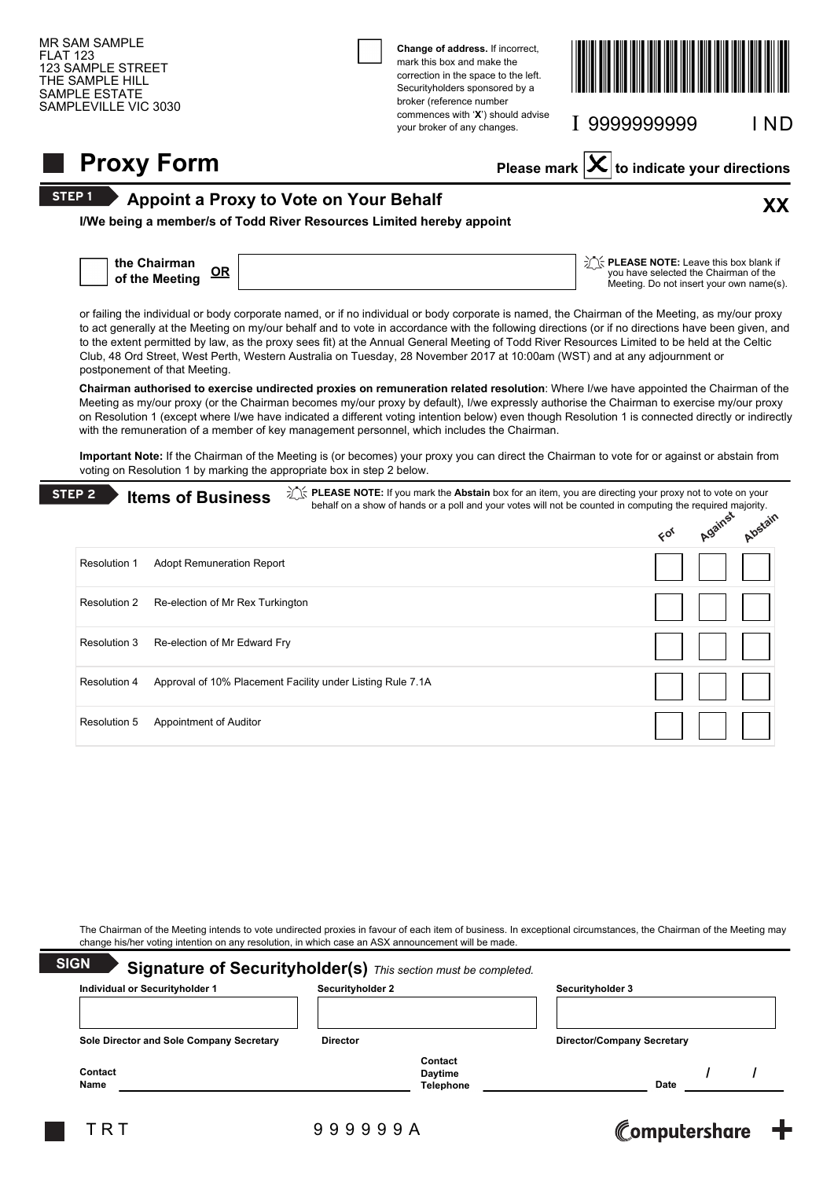MR SAM SAMPLE
FLAT 123
123 SAMPLE STREET
THE SAMPLE HILL
SAMPLE ESTATE
SAMPLEVILLE VIC 3030

☐ **Change of address.** If incorrect, mark this box and make the correction in the space to the left. Securityholders sponsored by a broker (reference number commences with '**X**') should advise your broker of any changes.

I 9999999999 I ND

# Proxy Form

**Please mark ☒ to indicate your directions**

## STEP 1 Appoint a Proxy to Vote on Your Behalf

**XX**

**I/We being a member/s of Todd River Resources Limited hereby appoint**

☐ **the Chairman of the Meeting** **OR** ____________________

**PLEASE NOTE:** Leave this box blank if you have selected the Chairman of the Meeting. Do not insert your own name(s).

or failing the individual or body corporate named, or if no individual or body corporate is named, the Chairman of the Meeting, as my/our proxy to act generally at the Meeting on my/our behalf and to vote in accordance with the following directions (or if no directions have been given, and to the extent permitted by law, as the proxy sees fit) at the Annual General Meeting of Todd River Resources Limited to be held at the Celtic Club, 48 Ord Street, West Perth, Western Australia on Tuesday, 28 November 2017 at 10:00am (WST) and at any adjournment or postponement of that Meeting.

**Chairman authorised to exercise undirected proxies on remuneration related resolution**: Where I/we have appointed the Chairman of the Meeting as my/our proxy (or the Chairman becomes my/our proxy by default), I/we expressly authorise the Chairman to exercise my/our proxy on Resolution 1 (except where I/we have indicated a different voting intention below) even though Resolution 1 is connected directly or indirectly with the remuneration of a member of key management personnel, which includes the Chairman.

**Important Note:** If the Chairman of the Meeting is (or becomes) your proxy you can direct the Chairman to vote for or against or abstain from voting on Resolution 1 by marking the appropriate box in step 2 below.

## STEP 2 Items of Business

**PLEASE NOTE:** If you mark the **Abstain** box for an item, you are directing your proxy not to vote on your behalf on a show of hands or a poll and your votes will not be counted in computing the required majority.

| | | For | Against | Abstain |
|---|---|---|---|---|
| Resolution 1 | Adopt Remuneration Report | ☐ | ☐ | ☐ |
| Resolution 2 | Re-election of Mr Rex Turkington | ☐ | ☐ | ☐ |
| Resolution 3 | Re-election of Mr Edward Fry | ☐ | ☐ | ☐ |
| Resolution 4 | Approval of 10% Placement Facility under Listing Rule 7.1A | ☐ | ☐ | ☐ |
| Resolution 5 | Appointment of Auditor | ☐ | ☐ | ☐ |

The Chairman of the Meeting intends to vote undirected proxies in favour of each item of business. In exceptional circumstances, the Chairman of the Meeting may change his/her voting intention on any resolution, in which case an ASX announcement will be made.

## SIGN Signature of Securityholder(s) *This section must be completed.*

| Individual or Securityholder 1 | Securityholder 2 | Securityholder 3 |
|---|---|---|
| | | |
| Sole Director and Sole Company Secretary | Director | Director/Company Secretary |

Contact Name ____________________ Contact Daytime Telephone ____________________ Date ____ / ____ / ____

TRT 999999A

computershare